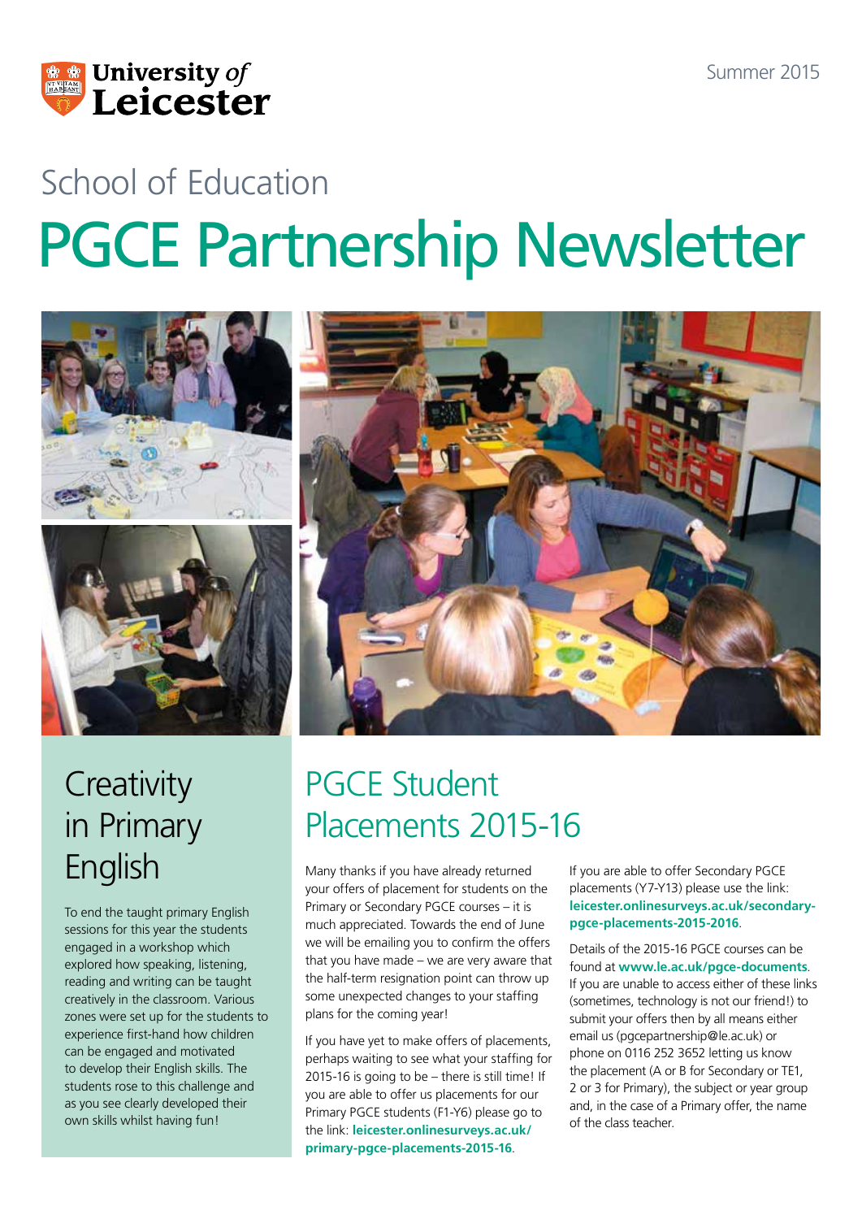University of Leicester

Summer 2015

School of Education

# PGCE Partnership Newsletter

## Creativity in Primary English

To end the taught primary English sessions for this year the students engaged in a workshop which explored how speaking, listening, reading and writing can be taught creatively in the classroom. Various zones were set up for the students to experience first-hand how children can be engaged and motivated to develop their English skills. The students rose to this challenge and as you see clearly developed their own skills whilst having fun!

## PGCE Student Placements 2015-16

Many thanks if you have already returned your offers of placement for students on the Primary or Secondary PGCE courses – it is much appreciated. Towards the end of June we will be emailing you to confirm the offers that you have made – we are very aware that the half-term resignation point can throw up some unexpected changes to your staffing plans for the coming year!

If you have yet to make offers of placements, perhaps waiting to see what your staffing for 2015-16 is going to be – there is still time! If you are able to offer us placements for our Primary PGCE students (F1-Y6) please go to the link: **leicester.onlinesurveys.ac.uk/primary-pgce-placements-2015-16**.

If you are able to offer Secondary PGCE placements (Y7-Y13) please use the link: **leicester.onlinesurveys.ac.uk/secondary-pgce-placements-2015-2016**.

Details of the 2015-16 PGCE courses can be found at **www.le.ac.uk/pgce-documents**. If you are unable to access either of these links (sometimes, technology is not our friend!) to submit your offers then by all means either email us (pgcepartnership@le.ac.uk) or phone on 0116 252 3652 letting us know the placement (A or B for Secondary or TE1, 2 or 3 for Primary), the subject or year group and, in the case of a Primary offer, the name of the class teacher.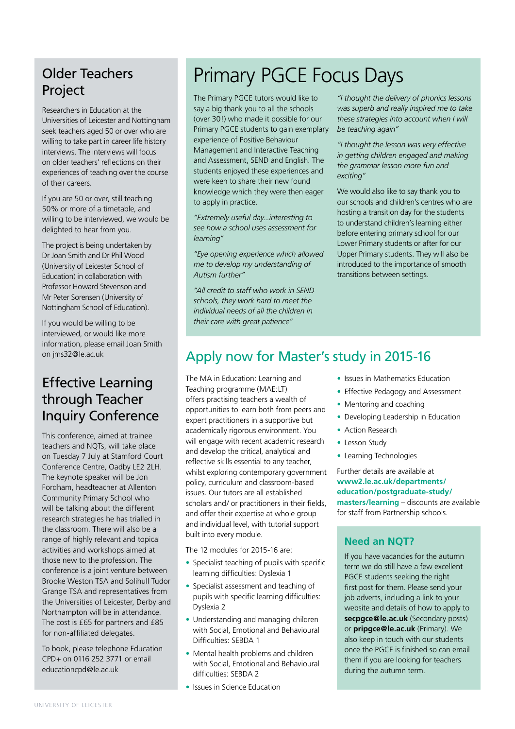## Older Teachers Project

Researchers in Education at the Universities of Leicester and Nottingham seek teachers aged 50 or over who are willing to take part in career life history interviews. The interviews will focus on older teachers' reflections on their experiences of teaching over the course of their careers.

If you are 50 or over, still teaching 50% or more of a timetable, and willing to be interviewed, we would be delighted to hear from you.

The project is being undertaken by Dr Joan Smith and Dr Phil Wood (University of Leicester School of Education) in collaboration with Professor Howard Stevenson and Mr Peter Sorensen (University of Nottingham School of Education).

If you would be willing to be interviewed, or would like more information, please email Joan Smith on jms32@le.ac.uk

## Effective Learning through Teacher Inquiry Conference

This conference, aimed at trainee teachers and NQTs, will take place on Tuesday 7 July at Stamford Court Conference Centre, Oadby LE2 2LH. The keynote speaker will be Jon Fordham, headteacher at Allenton Community Primary School who will be talking about the different research strategies he has trialled in the classroom. There will also be a range of highly relevant and topical activities and workshops aimed at those new to the profession. The conference is a joint venture between Brooke Weston TSA and Solihull Tudor Grange TSA and representatives from the Universities of Leicester, Derby and Northampton will be in attendance. The cost is £65 for partners and £85 for non-affiliated delegates.

To book, please telephone Education CPD+ on 0116 252 3771 or email educationcpd@le.ac.uk

# Primary PGCE Focus Days

The Primary PGCE tutors would like to say a big thank you to all the schools (over 30!) who made it possible for our Primary PGCE students to gain exemplary experience of Positive Behaviour Management and Interactive Teaching and Assessment, SEND and English. The students enjoyed these experiences and were keen to share their new found knowledge which they were then eager to apply in practice.

*"Extremely useful day...interesting to see how a school uses assessment for learning"*

*"Eye opening experience which allowed me to develop my understanding of Autism further"*

*"All credit to staff who work in SEND schools, they work hard to meet the individual needs of all the children in their care with great patience"*

*"I thought the delivery of phonics lessons was superb and really inspired me to take these strategies into account when I will be teaching again"*

*"I thought the lesson was very effective in getting children engaged and making the grammar lesson more fun and exciting"*

We would also like to say thank you to our schools and children's centres who are hosting a transition day for the students to understand children's learning either before entering primary school for our Lower Primary students or after for our Upper Primary students. They will also be introduced to the importance of smooth transitions between settings.

## Apply now for Master's study in 2015-16

The MA in Education: Learning and Teaching programme (MAE:LT) offers practising teachers a wealth of opportunities to learn both from peers and expert practitioners in a supportive but academically rigorous environment. You will engage with recent academic research and develop the critical, analytical and reflective skills essential to any teacher, whilst exploring contemporary government policy, curriculum and classroom-based issues. Our tutors are all established scholars and/ or practitioners in their fields, and offer their expertise at whole group and individual level, with tutorial support built into every module.

The 12 modules for 2015-16 are:

- Specialist teaching of pupils with specific learning difficulties: Dyslexia 1
- Specialist assessment and teaching of pupils with specific learning difficulties: Dyslexia 2
- Understanding and managing children with Social, Emotional and Behavioural Difficulties: SEBDA 1
- Mental health problems and children with Social, Emotional and Behavioural difficulties: SEBDA 2
- Issues in Science Education
- Issues in Mathematics Education
- Effective Pedagogy and Assessment
- Mentoring and coaching
- Developing Leadership in Education
- Action Research
- Lesson Study
- Learning Technologies

Further details are available at **www2.le.ac.uk/departments/education/postgraduate-study/masters/learning** – discounts are available for staff from Partnership schools.

### Need an NQT?

If you have vacancies for the autumn term we do still have a few excellent PGCE students seeking the right first post for them. Please send your job adverts, including a link to your website and details of how to apply to **secpgce@le.ac.uk** (Secondary posts) or **pripgce@le.ac.uk** (Primary). We also keep in touch with our students once the PGCE is finished so can email them if you are looking for teachers during the autumn term.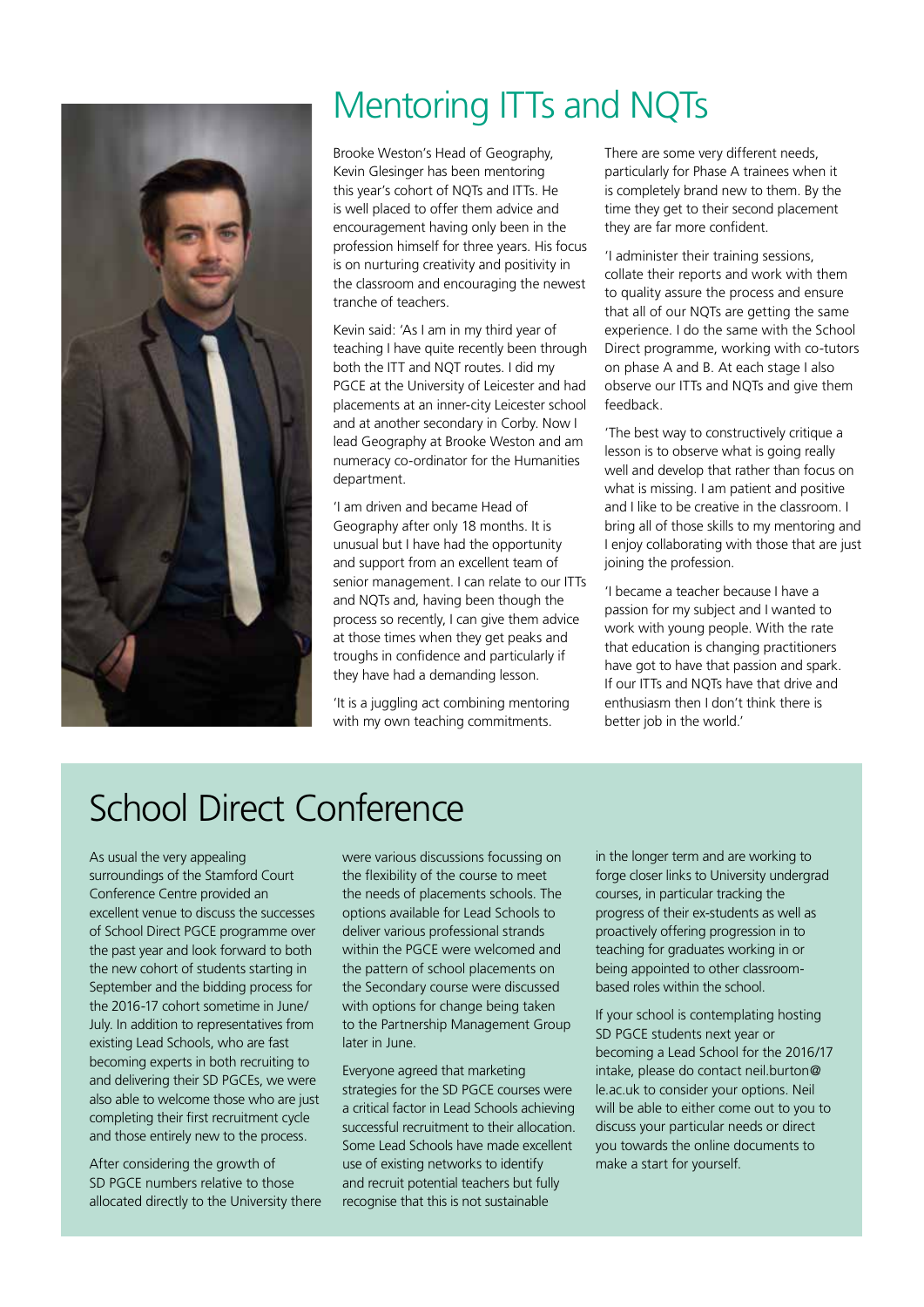# Mentoring ITTs and NQTs

Brooke Weston's Head of Geography, Kevin Glesinger has been mentoring this year's cohort of NQTs and ITTs. He is well placed to offer them advice and encouragement having only been in the profession himself for three years. His focus is on nurturing creativity and positivity in the classroom and encouraging the newest tranche of teachers.

Kevin said: 'As I am in my third year of teaching I have quite recently been through both the ITT and NQT routes. I did my PGCE at the University of Leicester and had placements at an inner-city Leicester school and at another secondary in Corby. Now I lead Geography at Brooke Weston and am numeracy co-ordinator for the Humanities department.

'I am driven and became Head of Geography after only 18 months. It is unusual but I have had the opportunity and support from an excellent team of senior management. I can relate to our ITTs and NQTs and, having been though the process so recently, I can give them advice at those times when they get peaks and troughs in confidence and particularly if they have had a demanding lesson.

'It is a juggling act combining mentoring with my own teaching commitments. There are some very different needs, particularly for Phase A trainees when it is completely brand new to them. By the time they get to their second placement they are far more confident.

'I administer their training sessions, collate their reports and work with them to quality assure the process and ensure that all of our NQTs are getting the same experience. I do the same with the School Direct programme, working with co-tutors on phase A and B. At each stage I also observe our ITTs and NQTs and give them feedback.

'The best way to constructively critique a lesson is to observe what is going really well and develop that rather than focus on what is missing. I am patient and positive and I like to be creative in the classroom. I bring all of those skills to my mentoring and I enjoy collaborating with those that are just joining the profession.

'I became a teacher because I have a passion for my subject and I wanted to work with young people. With the rate that education is changing practitioners have got to have that passion and spark. If our ITTs and NQTs have that drive and enthusiasm then I don't think there is better job in the world.'

# School Direct Conference

As usual the very appealing surroundings of the Stamford Court Conference Centre provided an excellent venue to discuss the successes of School Direct PGCE programme over the past year and look forward to both the new cohort of students starting in September and the bidding process for the 2016-17 cohort sometime in June/July. In addition to representatives from existing Lead Schools, who are fast becoming experts in both recruiting to and delivering their SD PGCEs, we were also able to welcome those who are just completing their first recruitment cycle and those entirely new to the process.

After considering the growth of SD PGCE numbers relative to those allocated directly to the University there were various discussions focussing on the flexibility of the course to meet the needs of placements schools. The options available for Lead Schools to deliver various professional strands within the PGCE were welcomed and the pattern of school placements on the Secondary course were discussed with options for change being taken to the Partnership Management Group later in June.

Everyone agreed that marketing strategies for the SD PGCE courses were a critical factor in Lead Schools achieving successful recruitment to their allocation. Some Lead Schools have made excellent use of existing networks to identify and recruit potential teachers but fully recognise that this is not sustainable in the longer term and are working to forge closer links to University undergrad courses, in particular tracking the progress of their ex-students as well as proactively offering progression in to teaching for graduates working in or being appointed to other classroom-based roles within the school.

If your school is contemplating hosting SD PGCE students next year or becoming a Lead School for the 2016/17 intake, please do contact neil.burton@le.ac.uk to consider your options. Neil will be able to either come out to you to discuss your particular needs or direct you towards the online documents to make a start for yourself.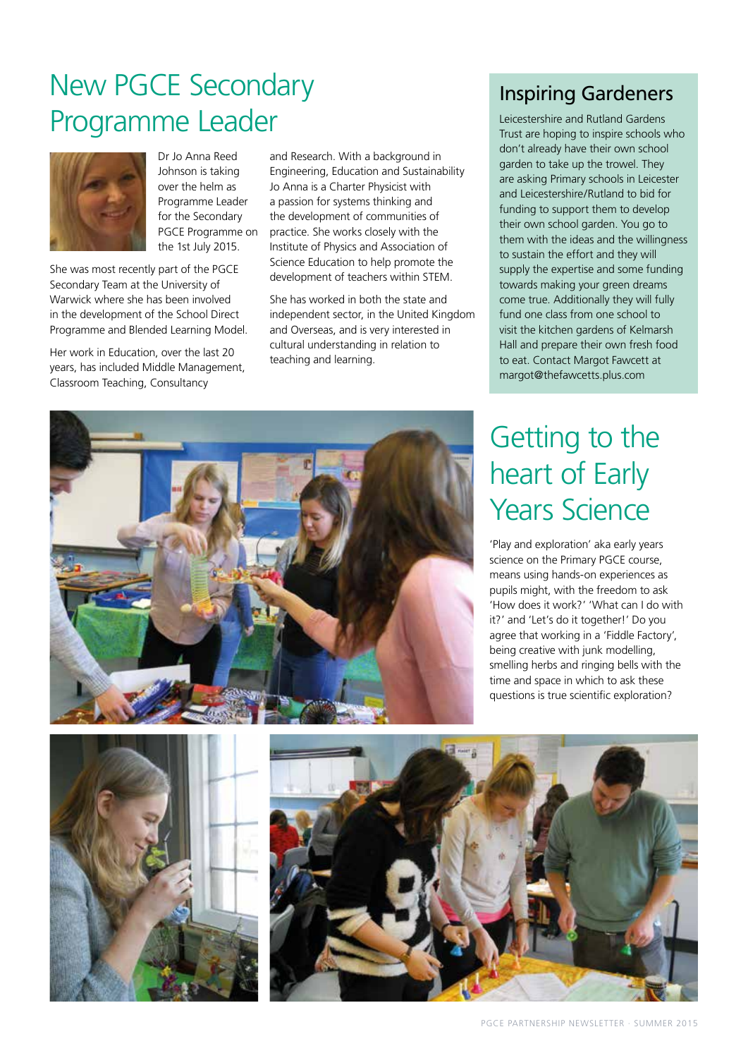# New PGCE Secondary Programme Leader

Dr Jo Anna Reed Johnson is taking over the helm as Programme Leader for the Secondary PGCE Programme on the 1st July 2015.

She was most recently part of the PGCE Secondary Team at the University of Warwick where she has been involved in the development of the School Direct Programme and Blended Learning Model.

Her work in Education, over the last 20 years, has included Middle Management, Classroom Teaching, Consultancy and Research. With a background in Engineering, Education and Sustainability Jo Anna is a Charter Physicist with a passion for systems thinking and the development of communities of practice. She works closely with the Institute of Physics and Association of Science Education to help promote the development of teachers within STEM.

She has worked in both the state and independent sector, in the United Kingdom and Overseas, and is very interested in cultural understanding in relation to teaching and learning.

## Inspiring Gardeners

Leicestershire and Rutland Gardens Trust are hoping to inspire schools who don't already have their own school garden to take up the trowel. They are asking Primary schools in Leicester and Leicestershire/Rutland to bid for funding to support them to develop their own school garden. You go to them with the ideas and the willingness to sustain the effort and they will supply the expertise and some funding towards making your green dreams come true. Additionally they will fully fund one class from one school to visit the kitchen gardens of Kelmarsh Hall and prepare their own fresh food to eat. Contact Margot Fawcett at margot@thefawcetts.plus.com

# Getting to the heart of Early Years Science

'Play and exploration' aka early years science on the Primary PGCE course, means using hands-on experiences as pupils might, with the freedom to ask 'How does it work?' 'What can I do with it?' and 'Let's do it together!' Do you agree that working in a 'Fiddle Factory', being creative with junk modelling, smelling herbs and ringing bells with the time and space in which to ask these questions is true scientific exploration?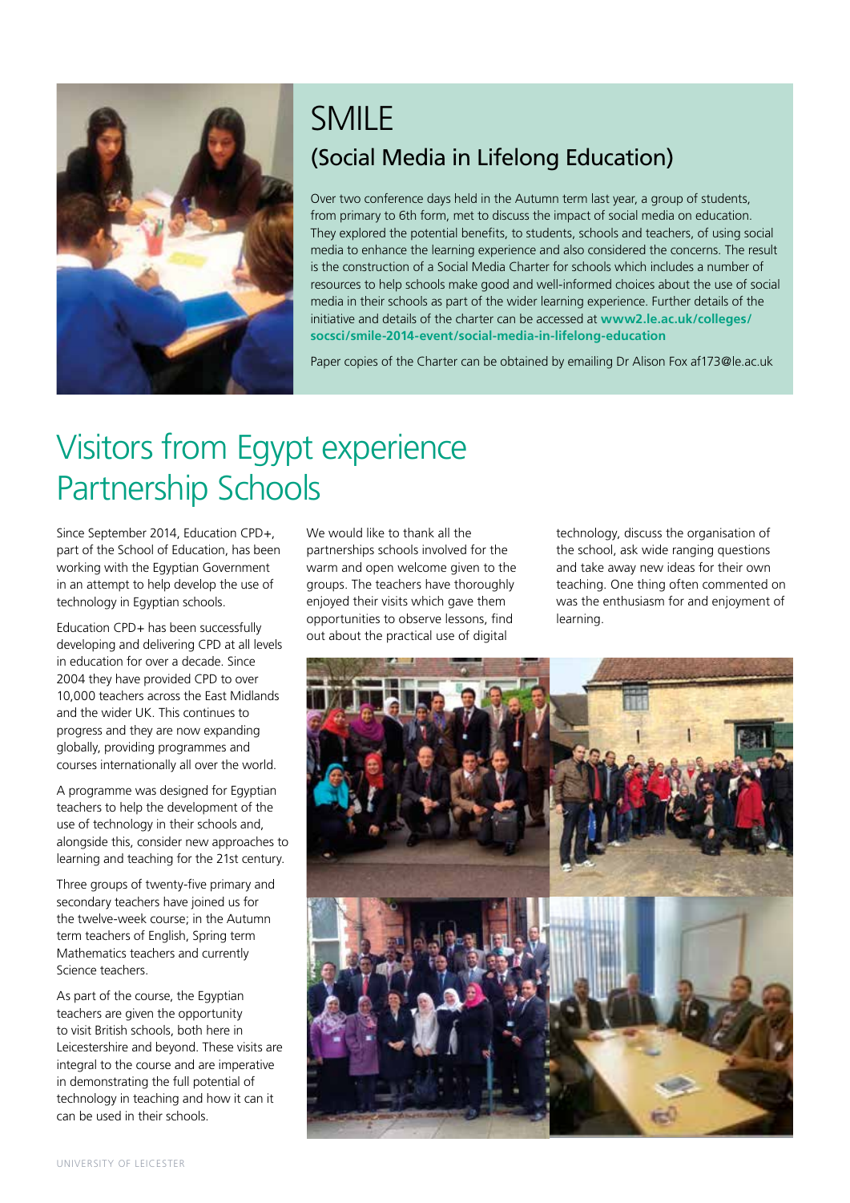# SMILE

## (Social Media in Lifelong Education)

Over two conference days held in the Autumn term last year, a group of students, from primary to 6th form, met to discuss the impact of social media on education. They explored the potential benefits, to students, schools and teachers, of using social media to enhance the learning experience and also considered the concerns. The result is the construction of a Social Media Charter for schools which includes a number of resources to help schools make good and well-informed choices about the use of social media in their schools as part of the wider learning experience. Further details of the initiative and details of the charter can be accessed at **www2.le.ac.uk/colleges/socsci/smile-2014-event/social-media-in-lifelong-education**

Paper copies of the Charter can be obtained by emailing Dr Alison Fox af173@le.ac.uk

# Visitors from Egypt experience Partnership Schools

Since September 2014, Education CPD+, part of the School of Education, has been working with the Egyptian Government in an attempt to help develop the use of technology in Egyptian schools.

Education CPD+ has been successfully developing and delivering CPD at all levels in education for over a decade. Since 2004 they have provided CPD to over 10,000 teachers across the East Midlands and the wider UK. This continues to progress and they are now expanding globally, providing programmes and courses internationally all over the world.

A programme was designed for Egyptian teachers to help the development of the use of technology in their schools and, alongside this, consider new approaches to learning and teaching for the 21st century.

Three groups of twenty-five primary and secondary teachers have joined us for the twelve-week course; in the Autumn term teachers of English, Spring term Mathematics teachers and currently Science teachers.

As part of the course, the Egyptian teachers are given the opportunity to visit British schools, both here in Leicestershire and beyond. These visits are integral to the course and are imperative in demonstrating the full potential of technology in teaching and how it can it can be used in their schools.

We would like to thank all the partnerships schools involved for the warm and open welcome given to the groups. The teachers have thoroughly enjoyed their visits which gave them opportunities to observe lessons, find out about the practical use of digital technology, discuss the organisation of the school, ask wide ranging questions and take away new ideas for their own teaching. One thing often commented on was the enthusiasm for and enjoyment of learning.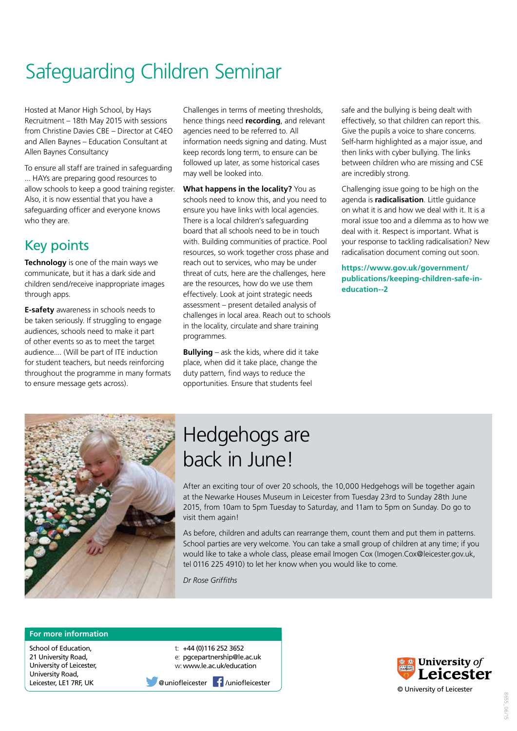# Safeguarding Children Seminar

Hosted at Manor High School, by Hays Recruitment – 18th May 2015 with sessions from Christine Davies CBE – Director at C4EO and Allen Baynes – Education Consultant at Allen Baynes Consultancy

To ensure all staff are trained in safeguarding ... HAYs are preparing good resources to allow schools to keep a good training register. Also, it is now essential that you have a safeguarding officer and everyone knows who they are.

## Key points

**Technology** is one of the main ways we communicate, but it has a dark side and children send/receive inappropriate images through apps.

**E-safety** awareness in schools needs to be taken seriously. If struggling to engage audiences, schools need to make it part of other events so as to meet the target audience.... (Will be part of ITE induction for student teachers, but needs reinforcing throughout the programme in many formats to ensure message gets across).

Challenges in terms of meeting thresholds, hence things need **recording**, and relevant agencies need to be referred to. All information needs signing and dating. Must keep records long term, to ensure can be followed up later, as some historical cases may well be looked into.

**What happens in the locality?** You as schools need to know this, and you need to ensure you have links with local agencies. There is a local children's safeguarding board that all schools need to be in touch with. Building communities of practice. Pool resources, so work together cross phase and reach out to services, who may be under threat of cuts, here are the challenges, here are the resources, how do we use them effectively. Look at joint strategic needs assessment – present detailed analysis of challenges in local area. Reach out to schools in the locality, circulate and share training programmes.

**Bullying** – ask the kids, where did it take place, when did it take place, change the duty pattern, find ways to reduce the opportunities. Ensure that students feel safe and the bullying is being dealt with effectively, so that children can report this. Give the pupils a voice to share concerns. Self-harm highlighted as a major issue, and then links with cyber bullying. The links between children who are missing and CSE are incredibly strong.

Challenging issue going to be high on the agenda is **radicalisation**. Little guidance on what it is and how we deal with it. It is a moral issue too and a dilemma as to how we deal with it. Respect is important. What is your response to tackling radicalisation? New radicalisation document coming out soon.

**https://www.gov.uk/government/publications/keeping-children-safe-in-education--2**

# Hedgehogs are back in June!

After an exciting tour of over 20 schools, the 10,000 Hedgehogs will be together again at the Newarke Houses Museum in Leicester from Tuesday 23rd to Sunday 28th June 2015, from 10am to 5pm Tuesday to Saturday, and 11am to 5pm on Sunday. Do go to visit them again!

As before, children and adults can rearrange them, count them and put them in patterns. School parties are very welcome. You can take a small group of children at any time; if you would like to take a whole class, please email Imogen Cox (Imogen.Cox@leicester.gov.uk, tel 0116 225 4910) to let her know when you would like to come.

*Dr Rose Griffiths*

**For more information**

School of Education,
21 University Road,
University of Leicester,
University Road,
Leicester, LE1 7RF, UK

t: +44 (0)116 252 3652
e: pgcepartnership@le.ac.uk
w: www.le.ac.uk/education

@unioflicester /unioflicester

University *of* Leicester

© University of Leicester